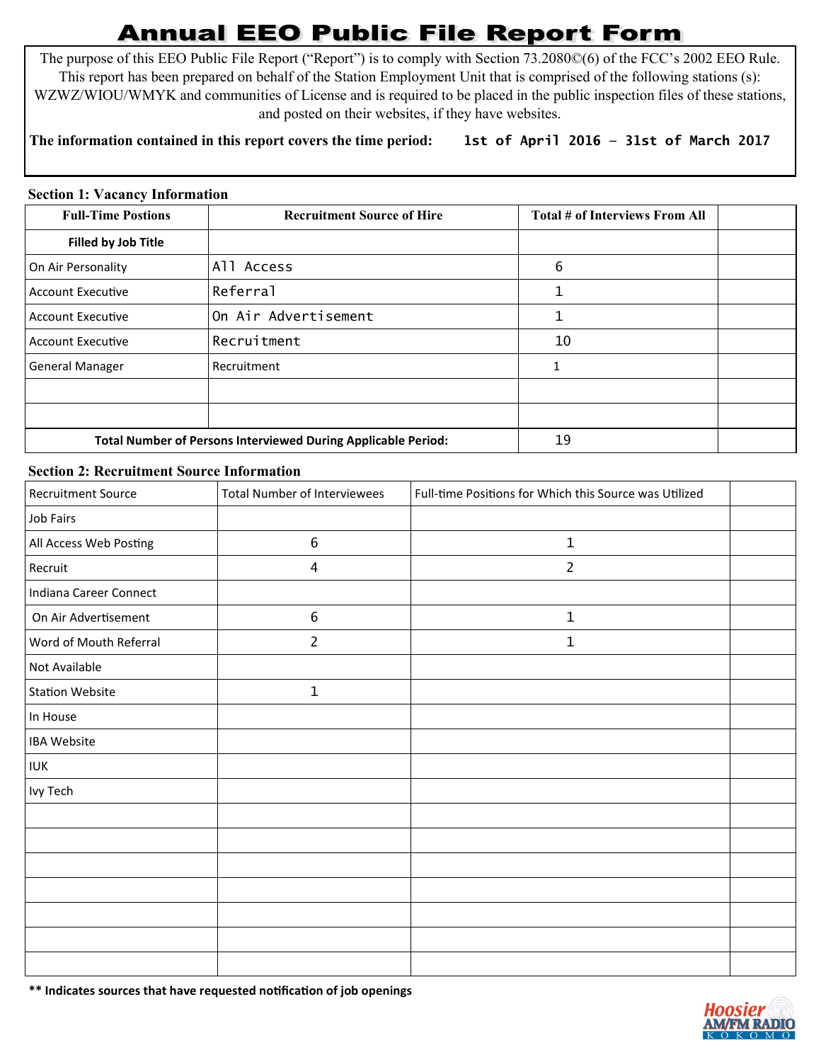# Annual EEO Public File Report Form

The purpose of this EEO Public File Report ("Report") is to comply with Section 73.2080©(6) of the FCC's 2002 EEO Rule. This report has been prepared on behalf of the Station Employment Unit that is comprised of the following stations (s): WZWZ/WIOU/WMYK and communities of License and is required to be placed in the public inspection files of these stations, and posted on their websites, if they have websites.

**The information contained in this report covers the time period:** 1st of April 2016 – 31st of March 2017

## Section 1: Vacancy Information

| Full-Time Postions | Recruitment Source of Hire | Total # of Interviews From All | |
|---|---|---|---|
| **Filled by Job Title** | | | |
| On Air Personality | All Access | 6 | |
| Account Executive | Referral | 1 | |
| Account Executive | On Air Advertisement | 1 | |
| Account Executive | Recruitment | 10 | |
| General Manager | Recruitment | 1 | |
| | | | |
| | | | |
| **Total Number of Persons Interviewed During Applicable Period:** | | 19 | |

## Section 2: Recruitment Source Information

| Recruitment Source | Total Number of Interviewees | Full-time Positions for Which this Source was Utilized | |
|---|---|---|---|
| Job Fairs | | | |
| All Access Web Posting | 6 | 1 | |
| Recruit | 4 | 2 | |
| Indiana Career Connect | | | |
| On Air Advertisement | 6 | 1 | |
| Word of Mouth Referral | 2 | 1 | |
| Not Available | | | |
| Station Website | 1 | | |
| In House | | | |
| IBA Website | | | |
| IUK | | | |
| Ivy Tech | | | |
| | | | |
| | | | |
| | | | |
| | | | |
| | | | |
| | | | |
| | | | |

**** Indicates sources that have requested notification of job openings**

Hoosier AM/FM RADIO KOKOMO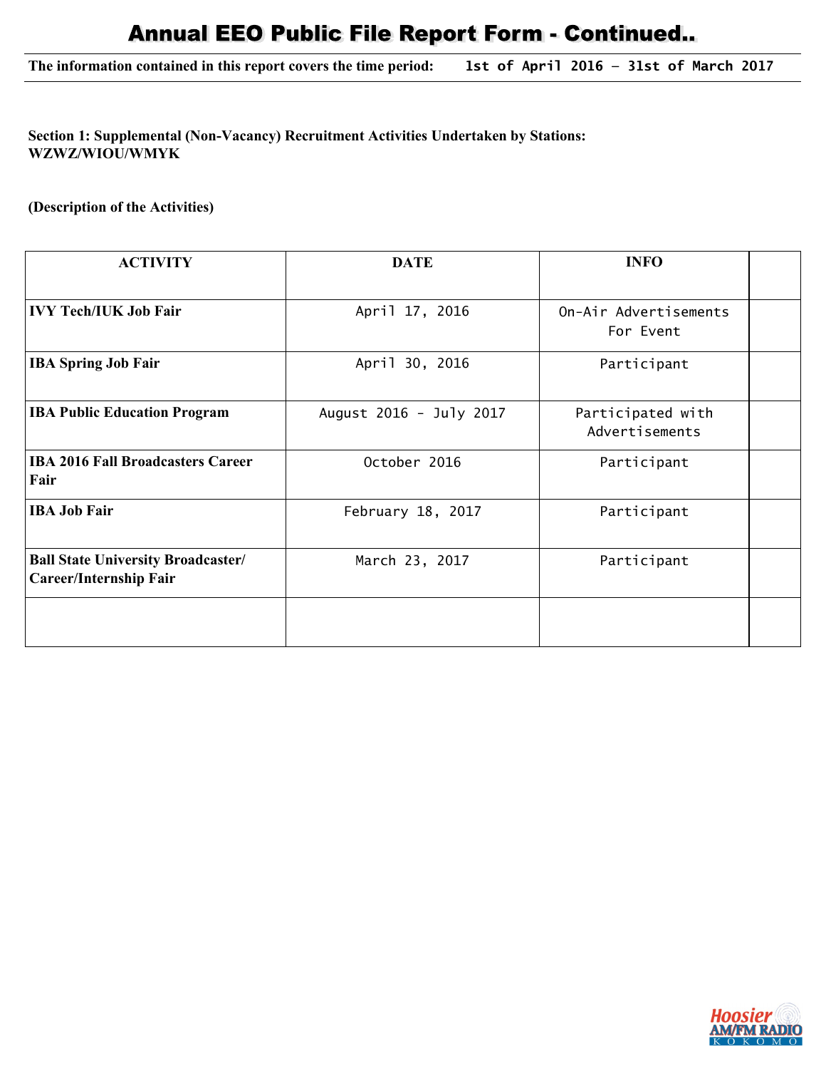# Annual EEO Public File Report Form - Continued..

**The information contained in this report covers the time period:** **1st of April 2016 – 31st of March 2017**

**Section 1: Supplemental (Non-Vacancy) Recruitment Activities Undertaken by Stations: WZWZ/WIOU/WMYK**

**(Description of the Activities)**

| ACTIVITY | DATE | INFO | |
|---|---|---|---|
| **IVY Tech/IUK Job Fair** | April 17, 2016 | On-Air Advertisements For Event | |
| **IBA Spring Job Fair** | April 30, 2016 | Participant | |
| **IBA Public Education Program** | August 2016 - July 2017 | Participated with Advertisements | |
| **IBA 2016 Fall Broadcasters Career Fair** | October 2016 | Participant | |
| **IBA Job Fair** | February 18, 2017 | Participant | |
| **Ball State University Broadcaster/ Career/Internship Fair** | March 23, 2017 | Participant | |
| | | | |

Hoosier AM/FM RADIO KOKOMO